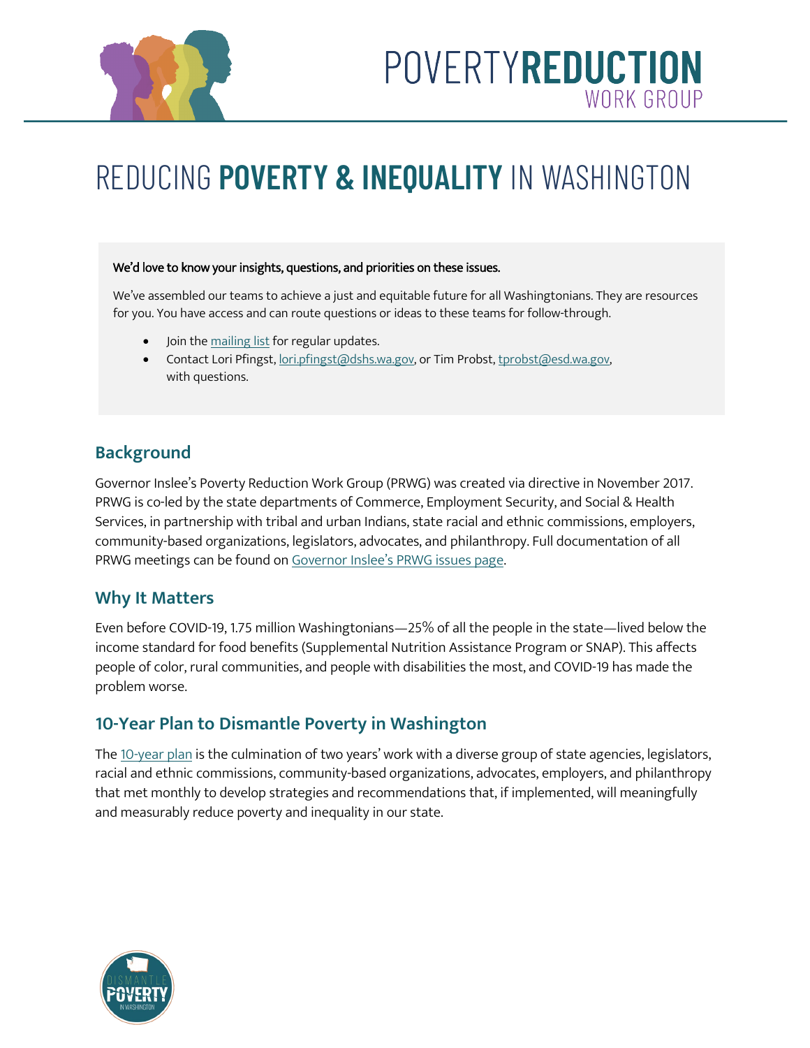# POVERTY REDUCTION WORK GROUP

# REDUCING **POVERTY & INEQUALITY** IN WASHINGTON

**We'd love to know your insights, questions, and priorities on these issues.**

We've assembled our teams to achieve a just and equitable future for all Washingtonians. They are resources for you. You have access and can route questions or ideas to these teams for follow-through.

- Join the mailing list for regular updates.
- Contact Lori Pfingst, lori.pfingst@dshs.wa.gov, or Tim Probst, tprobst@esd.wa.gov, with questions.

## Background

Governor Inslee's Poverty Reduction Work Group (PRWG) was created via directive in November 2017. PRWG is co-led by the state departments of Commerce, Employment Security, and Social & Health Services, in partnership with tribal and urban Indians, state racial and ethnic commissions, employers, community-based organizations, legislators, advocates, and philanthropy. Full documentation of all PRWG meetings can be found on Governor Inslee's PRWG issues page.

## Why It Matters

Even before COVID-19, 1.75 million Washingtonians—25% of all the people in the state—lived below the income standard for food benefits (Supplemental Nutrition Assistance Program or SNAP). This affects people of color, rural communities, and people with disabilities the most, and COVID-19 has made the problem worse.

## 10-Year Plan to Dismantle Poverty in Washington

The 10-year plan is the culmination of two years' work with a diverse group of state agencies, legislators, racial and ethnic commissions, community-based organizations, advocates, employers, and philanthropy that met monthly to develop strategies and recommendations that, if implemented, will meaningfully and measurably reduce poverty and inequality in our state.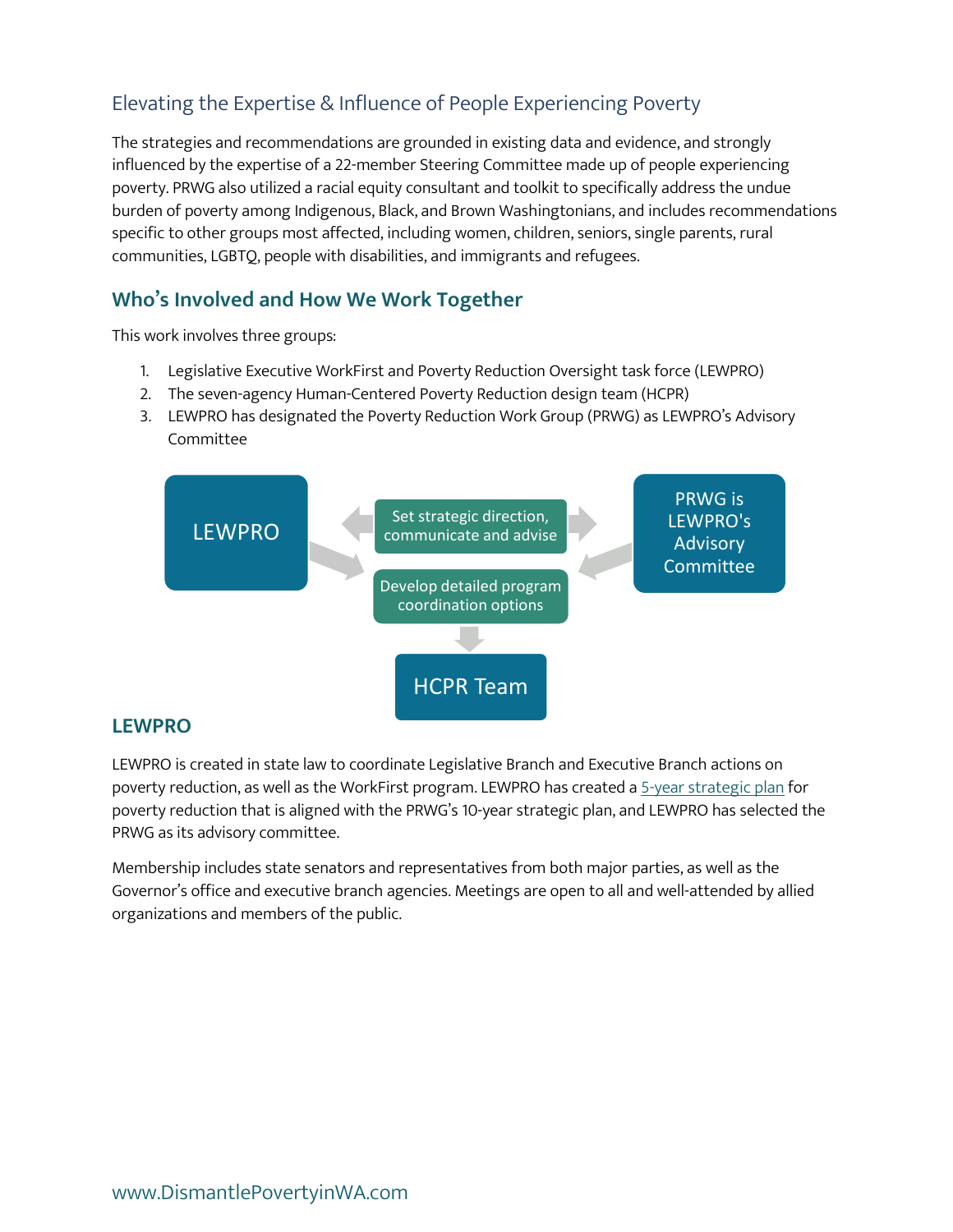## Elevating the Expertise & Influence of People Experiencing Poverty

The strategies and recommendations are grounded in existing data and evidence, and strongly influenced by the expertise of a 22-member Steering Committee made up of people experiencing poverty. PRWG also utilized a racial equity consultant and toolkit to specifically address the undue burden of poverty among Indigenous, Black, and Brown Washingtonians, and includes recommendations specific to other groups most affected, including women, children, seniors, single parents, rural communities, LGBTQ, people with disabilities, and immigrants and refugees.

## Who's Involved and How We Work Together

This work involves three groups:

1. Legislative Executive WorkFirst and Poverty Reduction Oversight task force (LEWPRO)
2. The seven-agency Human-Centered Poverty Reduction design team (HCPR)
3. LEWPRO has designated the Poverty Reduction Work Group (PRWG) as LEWPRO's Advisory Committee

LEWPRO

Set strategic direction, communicate and advise

PRWG is LEWPRO's Advisory Committee

Develop detailed program coordination options

HCPR Team

### LEWPRO

LEWPRO is created in state law to coordinate Legislative Branch and Executive Branch actions on poverty reduction, as well as the WorkFirst program. LEWPRO has created a 5-year strategic plan for poverty reduction that is aligned with the PRWG's 10-year strategic plan, and LEWPRO has selected the PRWG as its advisory committee.

Membership includes state senators and representatives from both major parties, as well as the Governor's office and executive branch agencies. Meetings are open to all and well-attended by allied organizations and members of the public.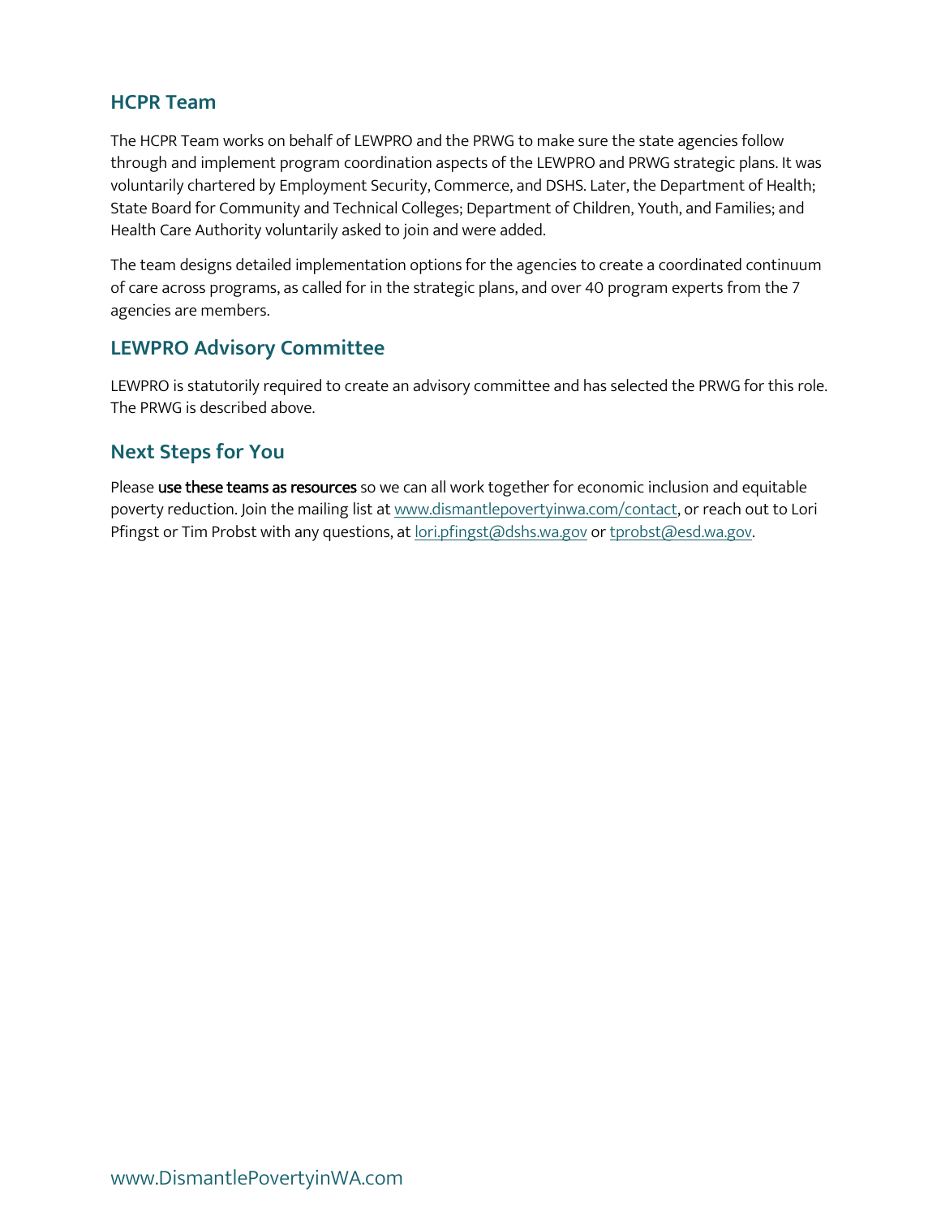## HCPR Team

The HCPR Team works on behalf of LEWPRO and the PRWG to make sure the state agencies follow through and implement program coordination aspects of the LEWPRO and PRWG strategic plans. It was voluntarily chartered by Employment Security, Commerce, and DSHS. Later, the Department of Health; State Board for Community and Technical Colleges; Department of Children, Youth, and Families; and Health Care Authority voluntarily asked to join and were added.

The team designs detailed implementation options for the agencies to create a coordinated continuum of care across programs, as called for in the strategic plans, and over 40 program experts from the 7 agencies are members.

## LEWPRO Advisory Committee

LEWPRO is statutorily required to create an advisory committee and has selected the PRWG for this role. The PRWG is described above.

## Next Steps for You

Please **use these teams as resources** so we can all work together for economic inclusion and equitable poverty reduction. Join the mailing list at [www.dismantlepovertyinwa.com/contact](www.dismantlepovertyinwa.com/contact), or reach out to Lori Pfingst or Tim Probst with any questions, at [lori.pfingst@dshs.wa.gov](mailto:lori.pfingst@dshs.wa.gov) or [tprobst@esd.wa.gov](mailto:tprobst@esd.wa.gov).